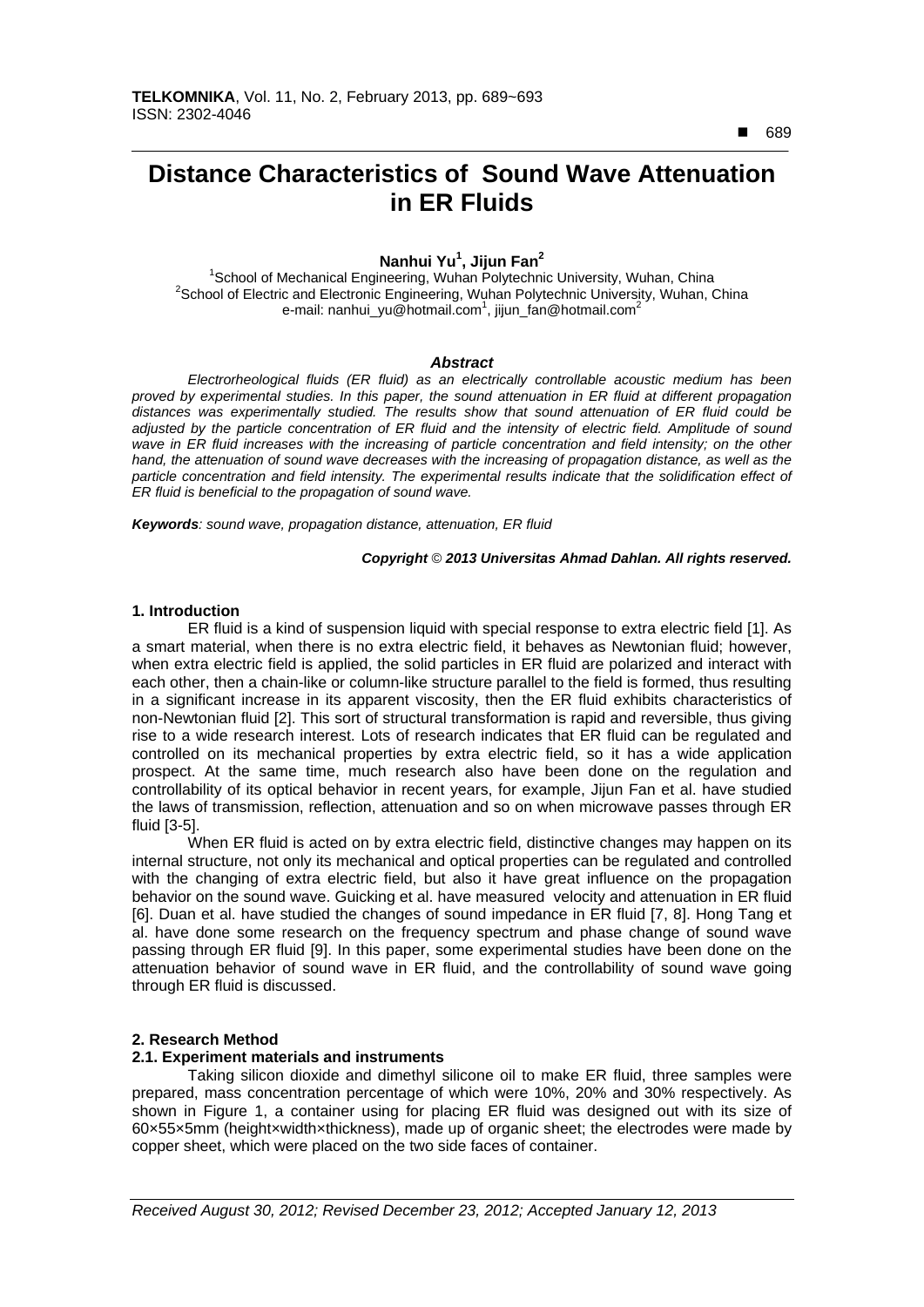# Distance Characteristics of Sound Wave Attenuation in ER Fluids

**Nanhui Yu[1], Jijun Fan[2]**

[1]School of Mechanical Engineering, Wuhan Polytechnic University, Wuhan, China
[2]School of Electric and Electronic Engineering, Wuhan Polytechnic University, Wuhan, China
e-mail: nanhui_yu@hotmail.com[1], jijun_fan@hotmail.com[2]

### *Abstract*

*Electrorheological fluids (ER fluid) as an electrically controllable acoustic medium has been proved by experimental studies. In this paper, the sound attenuation in ER fluid at different propagation distances was experimentally studied. The results show that sound attenuation of ER fluid could be adjusted by the particle concentration of ER fluid and the intensity of electric field. Amplitude of sound wave in ER fluid increases with the increasing of particle concentration and field intensity; on the other hand, the attenuation of sound wave decreases with the increasing of propagation distance, as well as the particle concentration and field intensity. The experimental results indicate that the solidification effect of ER fluid is beneficial to the propagation of sound wave.*

***Keywords****: sound wave, propagation distance, attenuation, ER fluid*

***Copyright © 2013 Universitas Ahmad Dahlan. All rights reserved.***

## 1. Introduction

ER fluid is a kind of suspension liquid with special response to extra electric field [1]. As a smart material, when there is no extra electric field, it behaves as Newtonian fluid; however, when extra electric field is applied, the solid particles in ER fluid are polarized and interact with each other, then a chain-like or column-like structure parallel to the field is formed, thus resulting in a significant increase in its apparent viscosity, then the ER fluid exhibits characteristics of non-Newtonian fluid [2]. This sort of structural transformation is rapid and reversible, thus giving rise to a wide research interest. Lots of research indicates that ER fluid can be regulated and controlled on its mechanical properties by extra electric field, so it has a wide application prospect. At the same time, much research also have been done on the regulation and controllability of its optical behavior in recent years, for example, Jijun Fan et al. have studied the laws of transmission, reflection, attenuation and so on when microwave passes through ER fluid [3-5].

When ER fluid is acted on by extra electric field, distinctive changes may happen on its internal structure, not only its mechanical and optical properties can be regulated and controlled with the changing of extra electric field, but also it have great influence on the propagation behavior on the sound wave. Guicking et al. have measured velocity and attenuation in ER fluid [6]. Duan et al. have studied the changes of sound impedance in ER fluid [7, 8]. Hong Tang et al. have done some research on the frequency spectrum and phase change of sound wave passing through ER fluid [9]. In this paper, some experimental studies have been done on the attenuation behavior of sound wave in ER fluid, and the controllability of sound wave going through ER fluid is discussed.

## 2. Research Method

### 2.1. Experiment materials and instruments

Taking silicon dioxide and dimethyl silicone oil to make ER fluid, three samples were prepared, mass concentration percentage of which were 10%, 20% and 30% respectively. As shown in Figure 1, a container using for placing ER fluid was designed out with its size of 60×55×5mm (height×width×thickness), made up of organic sheet; the electrodes were made by copper sheet, which were placed on the two side faces of container.

*Received August 30, 2012; Revised December 23, 2012; Accepted January 12, 2013*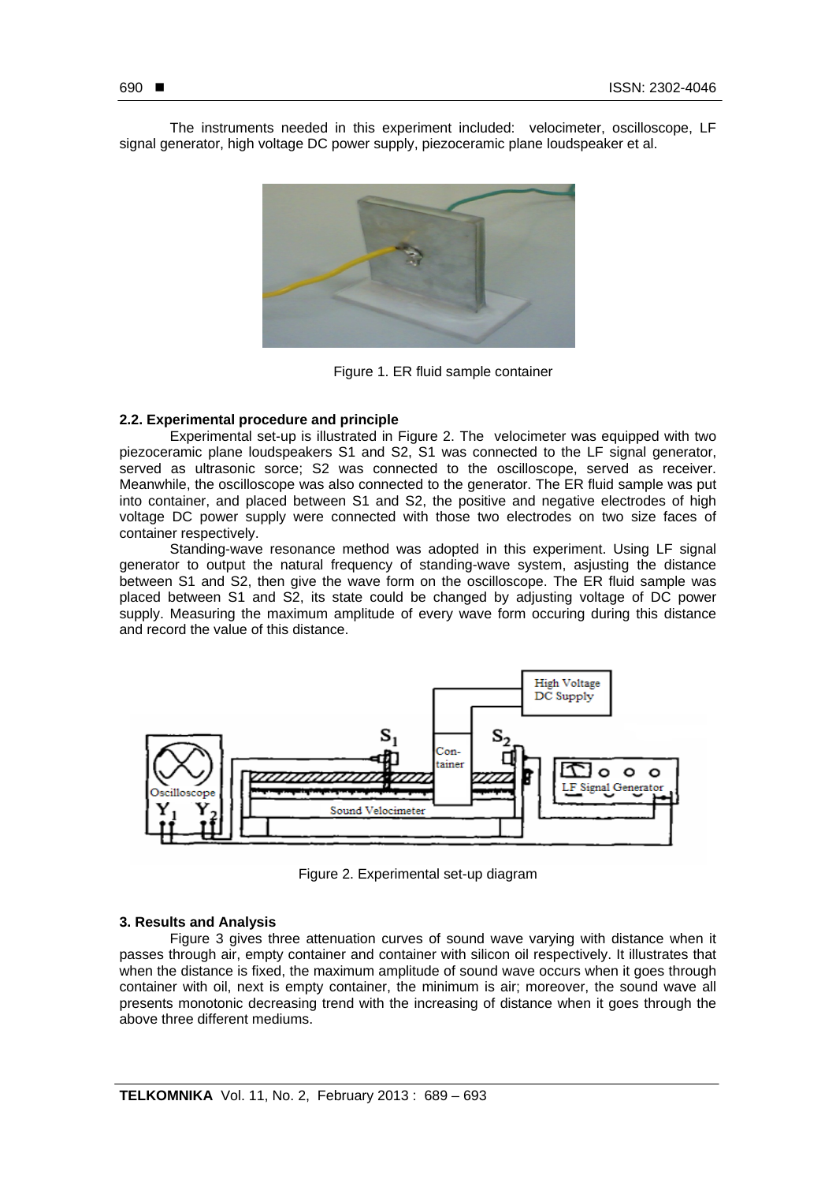The instruments needed in this experiment included: velocimeter, oscilloscope, LF signal generator, high voltage DC power supply, piezoceramic plane loudspeaker et al.

Figure 1. ER fluid sample container

### 2.2. Experimental procedure and principle

Experimental set-up is illustrated in Figure 2. The velocimeter was equipped with two piezoceramic plane loudspeakers S1 and S2, S1 was connected to the LF signal generator, served as ultrasonic sorce; S2 was connected to the oscilloscope, served as receiver. Meanwhile, the oscilloscope was also connected to the generator. The ER fluid sample was put into container, and placed between S1 and S2, the positive and negative electrodes of high voltage DC power supply were connected with those two electrodes on two size faces of container respectively.

Standing-wave resonance method was adopted in this experiment. Using LF signal generator to output the natural frequency of standing-wave system, asjusting the distance between S1 and S2, then give the wave form on the oscilloscope. The ER fluid sample was placed between S1 and S2, its state could be changed by adjusting voltage of DC power supply. Measuring the maximum amplitude of every wave form occuring during this distance and record the value of this distance.

Figure 2. Experimental set-up diagram

## 3. Results and Analysis

Figure 3 gives three attenuation curves of sound wave varying with distance when it passes through air, empty container and container with silicon oil respectively. It illustrates that when the distance is fixed, the maximum amplitude of sound wave occurs when it goes through container with oil, next is empty container, the minimum is air; moreover, the sound wave all presents monotonic decreasing trend with the increasing of distance when it goes through the above three different mediums.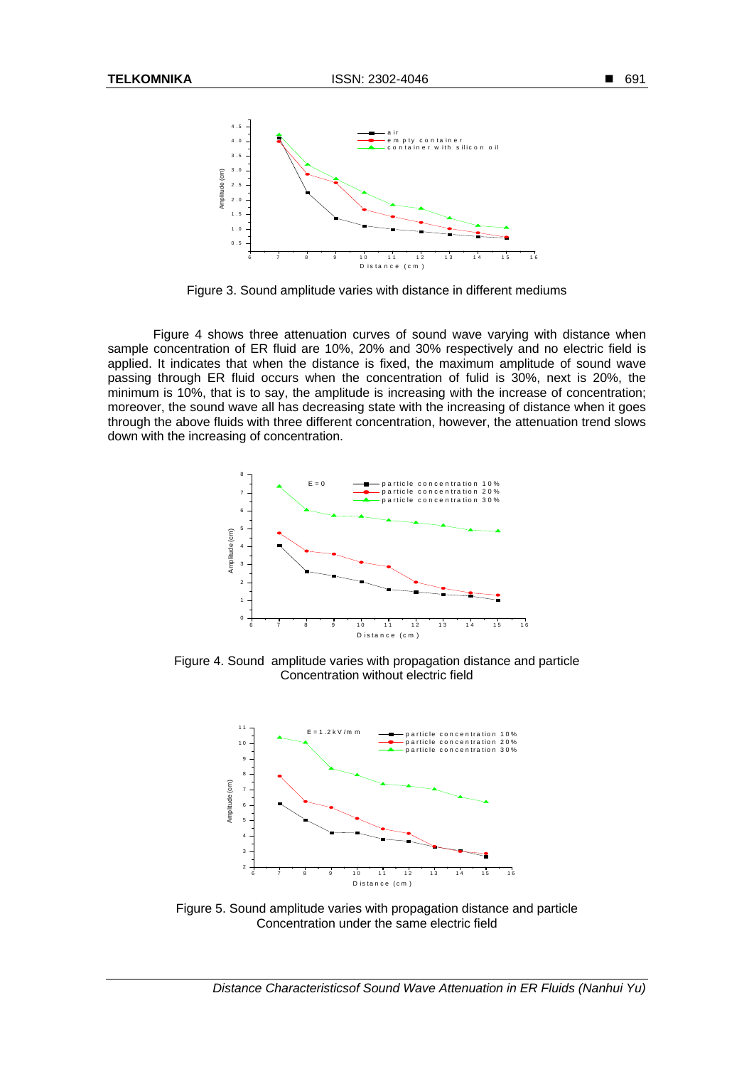Figure 3. Sound amplitude varies with distance in different mediums

Figure 4 shows three attenuation curves of sound wave varying with distance when sample concentration of ER fluid are 10%, 20% and 30% respectively and no electric field is applied. It indicates that when the distance is fixed, the maximum amplitude of sound wave passing through ER fluid occurs when the concentration of fulid is 30%, next is 20%, the minimum is 10%, that is to say, the amplitude is increasing with the increase of concentration; moreover, the sound wave all has decreasing state with the increasing of distance when it goes through the above fluids with three different concentration, however, the attenuation trend slows down with the increasing of concentration.

Figure 4. Sound amplitude varies with propagation distance and particle Concentration without electric field

Figure 5. Sound amplitude varies with propagation distance and particle Concentration under the same electric field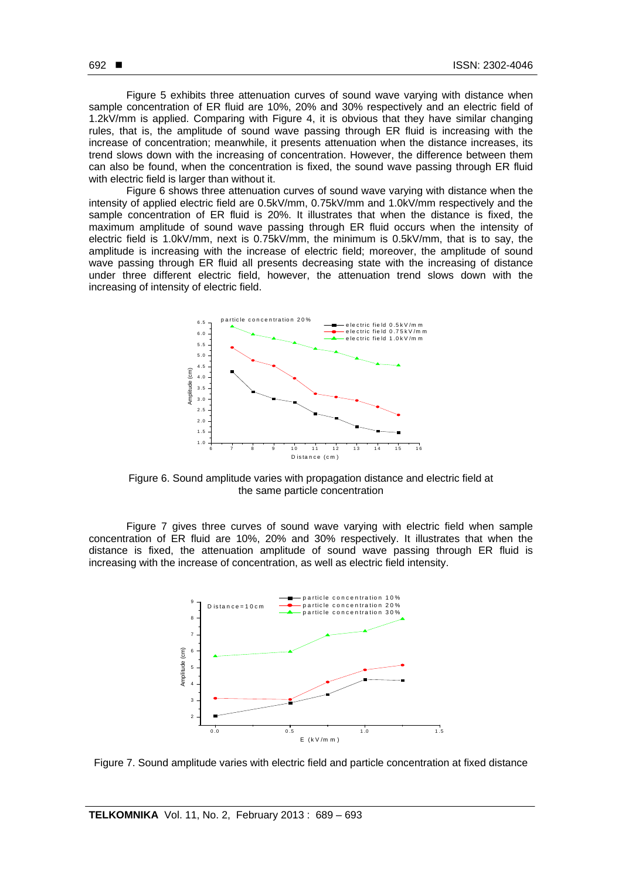Figure 5 exhibits three attenuation curves of sound wave varying with distance when sample concentration of ER fluid are 10%, 20% and 30% respectively and an electric field of 1.2kV/mm is applied. Comparing with Figure 4, it is obvious that they have similar changing rules, that is, the amplitude of sound wave passing through ER fluid is increasing with the increase of concentration; meanwhile, it presents attenuation when the distance increases, its trend slows down with the increasing of concentration. However, the difference between them can also be found, when the concentration is fixed, the sound wave passing through ER fluid with electric field is larger than without it.

Figure 6 shows three attenuation curves of sound wave varying with distance when the intensity of applied electric field are 0.5kV/mm, 0.75kV/mm and 1.0kV/mm respectively and the sample concentration of ER fluid is 20%. It illustrates that when the distance is fixed, the maximum amplitude of sound wave passing through ER fluid occurs when the intensity of electric field is 1.0kV/mm, next is 0.75kV/mm, the minimum is 0.5kV/mm, that is to say, the amplitude is increasing with the increase of electric field; moreover, the amplitude of sound wave passing through ER fluid all presents decreasing state with the increasing of distance under three different electric field, however, the attenuation trend slows down with the increasing of intensity of electric field.

Figure 6. Sound amplitude varies with propagation distance and electric field at the same particle concentration

Figure 7 gives three curves of sound wave varying with electric field when sample concentration of ER fluid are 10%, 20% and 30% respectively. It illustrates that when the distance is fixed, the attenuation amplitude of sound wave passing through ER fluid is increasing with the increase of concentration, as well as electric field intensity.

Figure 7. Sound amplitude varies with electric field and particle concentration at fixed distance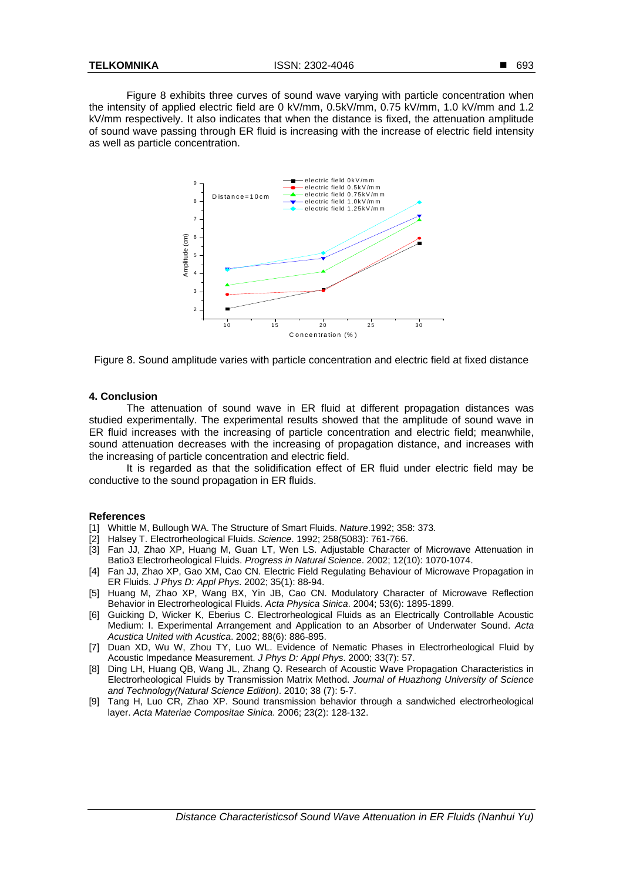Figure 8 exhibits three curves of sound wave varying with particle concentration when the intensity of applied electric field are 0 kV/mm, 0.5kV/mm, 0.75 kV/mm, 1.0 kV/mm and 1.2 kV/mm respectively. It also indicates that when the distance is fixed, the attenuation amplitude of sound wave passing through ER fluid is increasing with the increase of electric field intensity as well as particle concentration.

Distance=10cm

electric field 0kV/mm
electric field 0.5kV/mm
electric field 0.75kV/mm
electric field 1.0kV/mm
electric field 1.25kV/mm

Amplitude (cm)

9
8
7
6
5
4
3
2

10
15
20
25
30

Concentration (%)

Figure 8. Sound amplitude varies with particle concentration and electric field at fixed distance

## 4. Conclusion

The attenuation of sound wave in ER fluid at different propagation distances was studied experimentally. The experimental results showed that the amplitude of sound wave in ER fluid increases with the increasing of particle concentration and electric field; meanwhile, sound attenuation decreases with the increasing of propagation distance, and increases with the increasing of particle concentration and electric field.

It is regarded as that the solidification effect of ER fluid under electric field may be conductive to the sound propagation in ER fluids.

## References

[1] Whittle M, Bullough WA. The Structure of Smart Fluids. *Nature*.1992; 358: 373.

[2] Halsey T. Electrorheological Fluids. *Science*. 1992; 258(5083): 761-766.

[3] Fan JJ, Zhao XP, Huang M, Guan LT, Wen LS. Adjustable Character of Microwave Attenuation in Batio3 Electrorheological Fluids. *Progress in Natural Science*. 2002; 12(10): 1070-1074.

[4] Fan JJ, Zhao XP, Gao XM, Cao CN. Electric Field Regulating Behaviour of Microwave Propagation in ER Fluids. *J Phys D: Appl Phys*. 2002; 35(1): 88-94.

[5] Huang M, Zhao XP, Wang BX, Yin JB, Cao CN. Modulatory Character of Microwave Reflection Behavior in Electrorheological Fluids. *Acta Physica Sinica*. 2004; 53(6): 1895-1899.

[6] Guicking D, Wicker K, Eberius C. Electrorheological Fluids as an Electrically Controllable Acoustic Medium: I. Experimental Arrangement and Application to an Absorber of Underwater Sound. *Acta Acustica United with Acustica*. 2002; 88(6): 886-895.

[7] Duan XD, Wu W, Zhou TY, Luo WL. Evidence of Nematic Phases in Electrorheological Fluid by Acoustic Impedance Measurement. *J Phys D: Appl Phys*. 2000; 33(7): 57.

[8] Ding LH, Huang QB, Wang JL, Zhang Q. Research of Acoustic Wave Propagation Characteristics in Electrorheological Fluids by Transmission Matrix Method. *Journal of Huazhong University of Science and Technology(Natural Science Edition)*. 2010; 38 (7): 5-7.

[9] Tang H, Luo CR, Zhao XP. Sound transmission behavior through a sandwiched electrorheological layer. *Acta Materiae Compositae Sinica*. 2006; 23(2): 128-132.